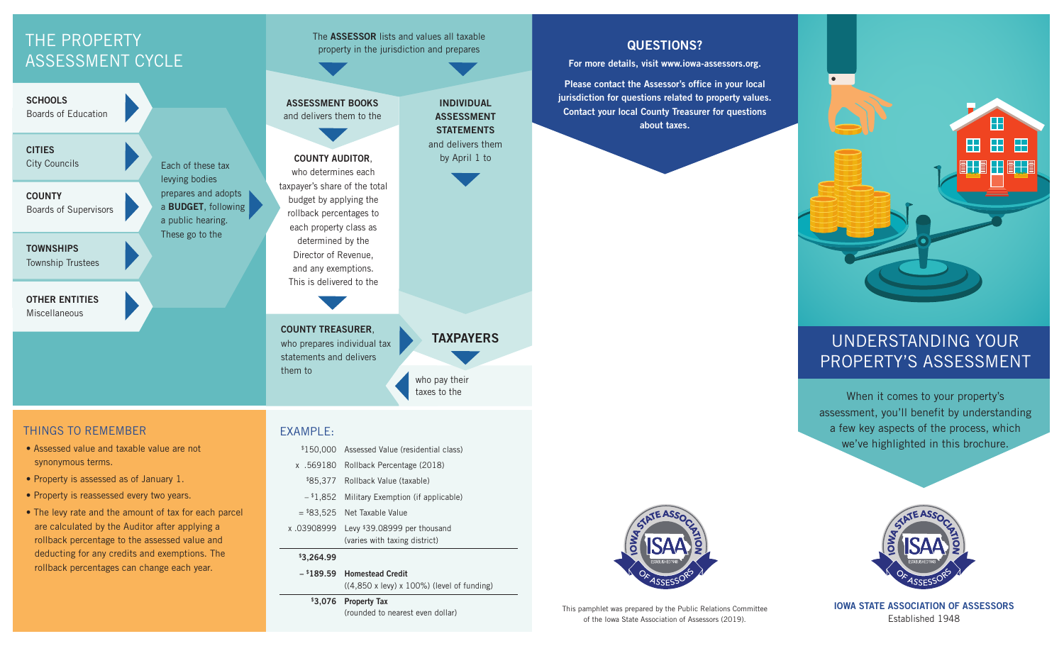# THE PROPERTY ASSESSMENT CYCLE

**SCHOOLS**
Boards of Education

**CITIES**
City Councils

**COUNTY**
Boards of Supervisors

**TOWNSHIPS**
Township Trustees

**OTHER ENTITIES**
Miscellaneous

Each of these tax levying bodies prepares and adopts a **BUDGET**, following a public hearing. These go to the

The **ASSESSOR** lists and values all taxable property in the jurisdiction and prepares

**ASSESSMENT BOOKS** and delivers them to the

**COUNTY AUDITOR**, who determines each taxpayer's share of the total budget by applying the rollback percentages to each property class as determined by the Director of Revenue, and any exemptions. This is delivered to the

**COUNTY TREASURER**, who prepares individual tax statements and delivers them to

**INDIVIDUAL ASSESSMENT STATEMENTS** and delivers them by April 1 to

**TAXPAYERS**

who pay their taxes to the

## THINGS TO REMEMBER

- Assessed value and taxable value are not synonymous terms.
- Property is assessed as of January 1.
- Property is reassessed every two years.
- The levy rate and the amount of tax for each parcel are calculated by the Auditor after applying a rollback percentage to the assessed value and deducting for any credits and exemptions. The rollback percentages can change each year.

## EXAMPLE:

| | |
|---|---|
| $150,000 | Assessed Value (residential class) |
| x .569180 | Rollback Percentage (2018) |
| $85,377 | Rollback Value (taxable) |
| – $1,852 | Military Exemption (if applicable) |
| = $83,525 | Net Taxable Value |
| x .03908999 | Levy $39.08999 per thousand (varies with taxing district) |
| **$3,264.99** | |
| **– $189.59** | **Homestead Credit** ((4,850 x levy) x 100%) (level of funding) |
| **$3,076** | **Property Tax** (rounded to nearest even dollar) |

## QUESTIONS?

**For more details, visit www.iowa-assessors.org.**

**Please contact the Assessor's office in your local jurisdiction for questions related to property values. Contact your local County Treasurer for questions about taxes.**

This pamphlet was prepared by the Public Relations Committee of the Iowa State Association of Assessors (2019).

# UNDERSTANDING YOUR PROPERTY'S ASSESSMENT

When it comes to your property's assessment, you'll benefit by understanding a few key aspects of the process, which we've highlighted in this brochure.

**IOWA STATE ASSOCIATION OF ASSESSORS**
Established 1948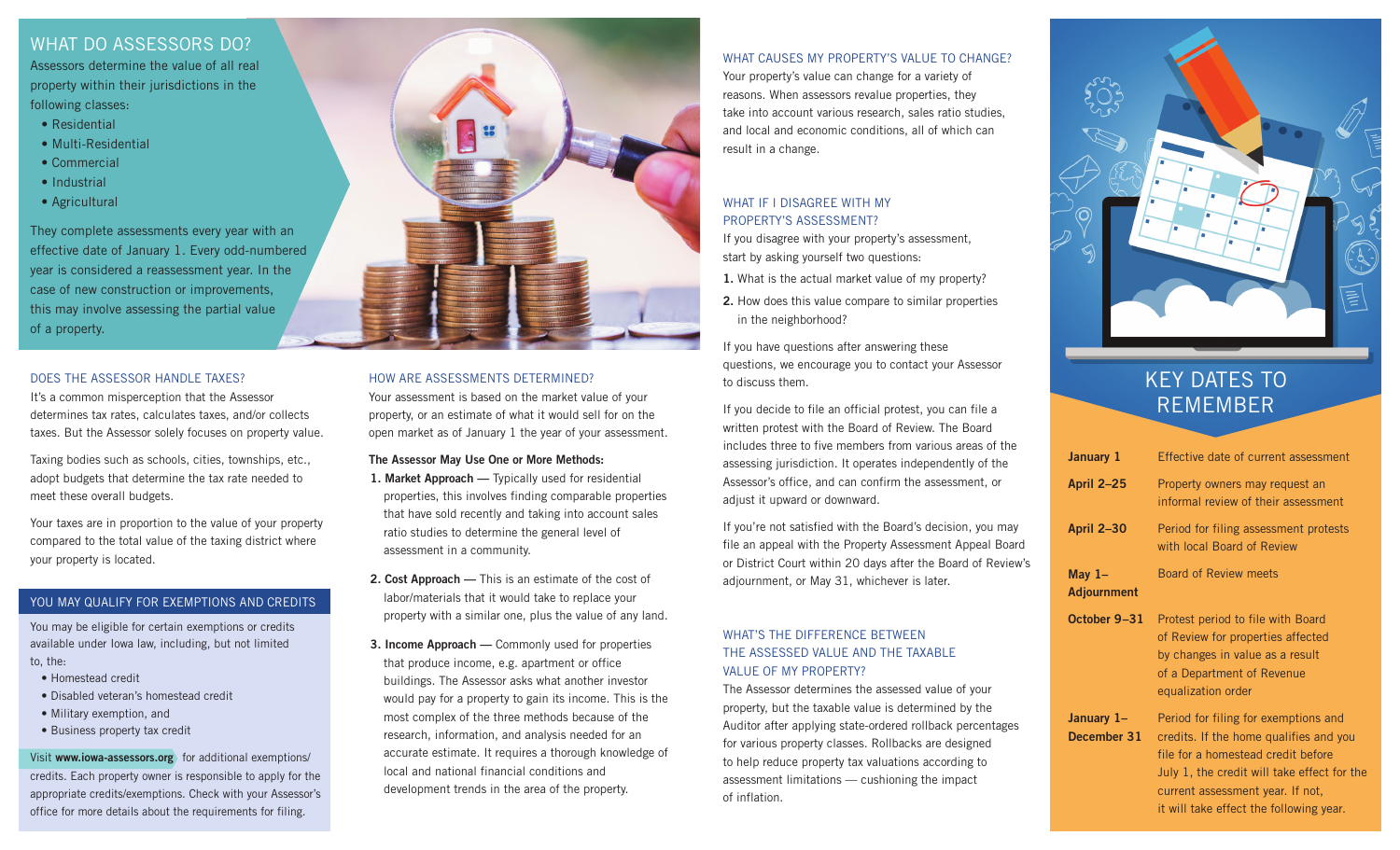## WHAT DO ASSESSORS DO?

Assessors determine the value of all real property within their jurisdictions in the following classes:

- Residential
- Multi-Residential
- Commercial
- Industrial
- Agricultural

They complete assessments every year with an effective date of January 1. Every odd-numbered year is considered a reassessment year. In the case of new construction or improvements, this may involve assessing the partial value of a property.

### DOES THE ASSESSOR HANDLE TAXES?

It's a common misperception that the Assessor determines tax rates, calculates taxes, and/or collects taxes. But the Assessor solely focuses on property value.

Taxing bodies such as schools, cities, townships, etc., adopt budgets that determine the tax rate needed to meet these overall budgets.

Your taxes are in proportion to the value of your property compared to the total value of the taxing district where your property is located.

### YOU MAY QUALIFY FOR EXEMPTIONS AND CREDITS

You may be eligible for certain exemptions or credits available under Iowa law, including, but not limited to, the:

- Homestead credit
- Disabled veteran's homestead credit
- Military exemption, and
- Business property tax credit

Visit **www.iowa-assessors.org** for additional exemptions/credits. Each property owner is responsible to apply for the appropriate credits/exemptions. Check with your Assessor's office for more details about the requirements for filing.

### HOW ARE ASSESSMENTS DETERMINED?

Your assessment is based on the market value of your property, or an estimate of what it would sell for on the open market as of January 1 the year of your assessment.

**The Assessor May Use One or More Methods:**

1. **Market Approach** — Typically used for residential properties, this involves finding comparable properties that have sold recently and taking into account sales ratio studies to determine the general level of assessment in a community.
2. **Cost Approach** — This is an estimate of the cost of labor/materials that it would take to replace your property with a similar one, plus the value of any land.
3. **Income Approach** — Commonly used for properties that produce income, e.g. apartment or office buildings. The Assessor asks what another investor would pay for a property to gain its income. This is the most complex of the three methods because of the research, information, and analysis needed for an accurate estimate. It requires a thorough knowledge of local and national financial conditions and development trends in the area of the property.

### WHAT CAUSES MY PROPERTY'S VALUE TO CHANGE?

Your property's value can change for a variety of reasons. When assessors revalue properties, they take into account various research, sales ratio studies, and local and economic conditions, all of which can result in a change.

### WHAT IF I DISAGREE WITH MY PROPERTY'S ASSESSMENT?

If you disagree with your property's assessment, start by asking yourself two questions:

1. What is the actual market value of my property?
2. How does this value compare to similar properties in the neighborhood?

If you have questions after answering these questions, we encourage you to contact your Assessor to discuss them.

If you decide to file an official protest, you can file a written protest with the Board of Review. The Board includes three to five members from various areas of the assessing jurisdiction. It operates independently of the Assessor's office, and can confirm the assessment, or adjust it upward or downward.

If you're not satisfied with the Board's decision, you may file an appeal with the Property Assessment Appeal Board or District Court within 20 days after the Board of Review's adjournment, or May 31, whichever is later.

### WHAT'S THE DIFFERENCE BETWEEN THE ASSESSED VALUE AND THE TAXABLE VALUE OF MY PROPERTY?

The Assessor determines the assessed value of your property, but the taxable value is determined by the Auditor after applying state-ordered rollback percentages for various property classes. Rollbacks are designed to help reduce property tax valuations according to assessment limitations — cushioning the impact of inflation.

## KEY DATES TO REMEMBER

| | |
|---|---|
| **January 1** | Effective date of current assessment |
| **April 2–25** | Property owners may request an informal review of their assessment |
| **April 2–30** | Period for filing assessment protests with local Board of Review |
| **May 1–Adjournment** | Board of Review meets |
| **October 9–31** | Protest period to file with Board of Review for properties affected by changes in value as a result of a Department of Revenue equalization order |
| **January 1–December 31** | Period for filing for exemptions and credits. If the home qualifies and you file for a homestead credit before July 1, the credit will take effect for the current assessment year. If not, it will take effect the following year. |